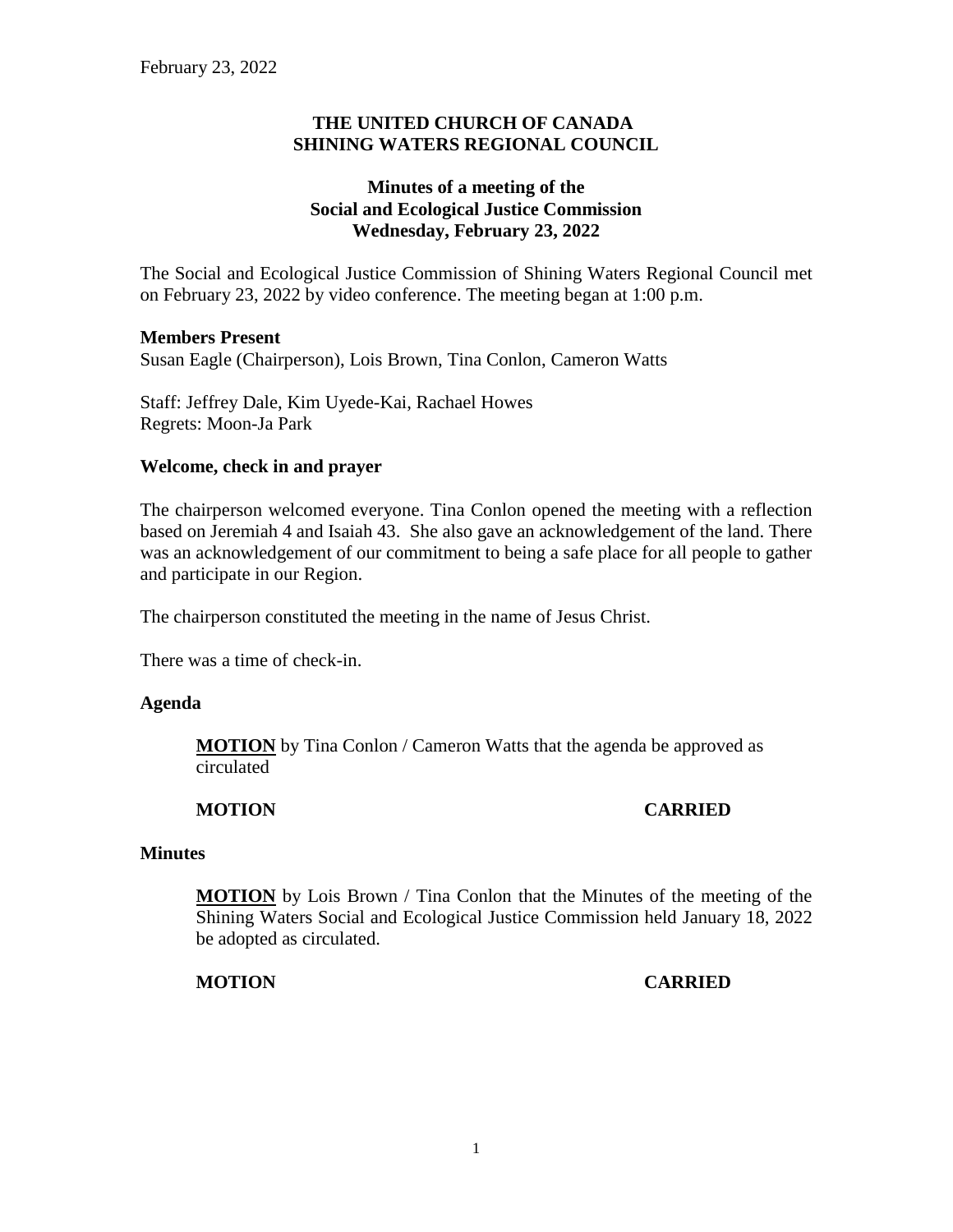February 23, 2022

# THE UNITED CHURCH OF CANADA
# SHINING WATERS REGIONAL COUNCIL

## Minutes of a meeting of the Social and Ecological Justice Commission Wednesday, February 23, 2022

The Social and Ecological Justice Commission of Shining Waters Regional Council met on February 23, 2022 by video conference. The meeting began at 1:00 p.m.

**Members Present**

Susan Eagle (Chairperson), Lois Brown, Tina Conlon, Cameron Watts

Staff: Jeffrey Dale, Kim Uyede-Kai, Rachael Howes
Regrets: Moon-Ja Park

**Welcome, check in and prayer**

The chairperson welcomed everyone. Tina Conlon opened the meeting with a reflection based on Jeremiah 4 and Isaiah 43. She also gave an acknowledgement of the land. There was an acknowledgement of our commitment to being a safe place for all people to gather and participate in our Region.

The chairperson constituted the meeting in the name of Jesus Christ.

There was a time of check-in.

**Agenda**

> **MOTION** by Tina Conlon / Cameron Watts that the agenda be approved as circulated
>
> **MOTION CARRIED**

**Minutes**

> **MOTION** by Lois Brown / Tina Conlon that the Minutes of the meeting of the Shining Waters Social and Ecological Justice Commission held January 18, 2022 be adopted as circulated.
>
> **MOTION CARRIED**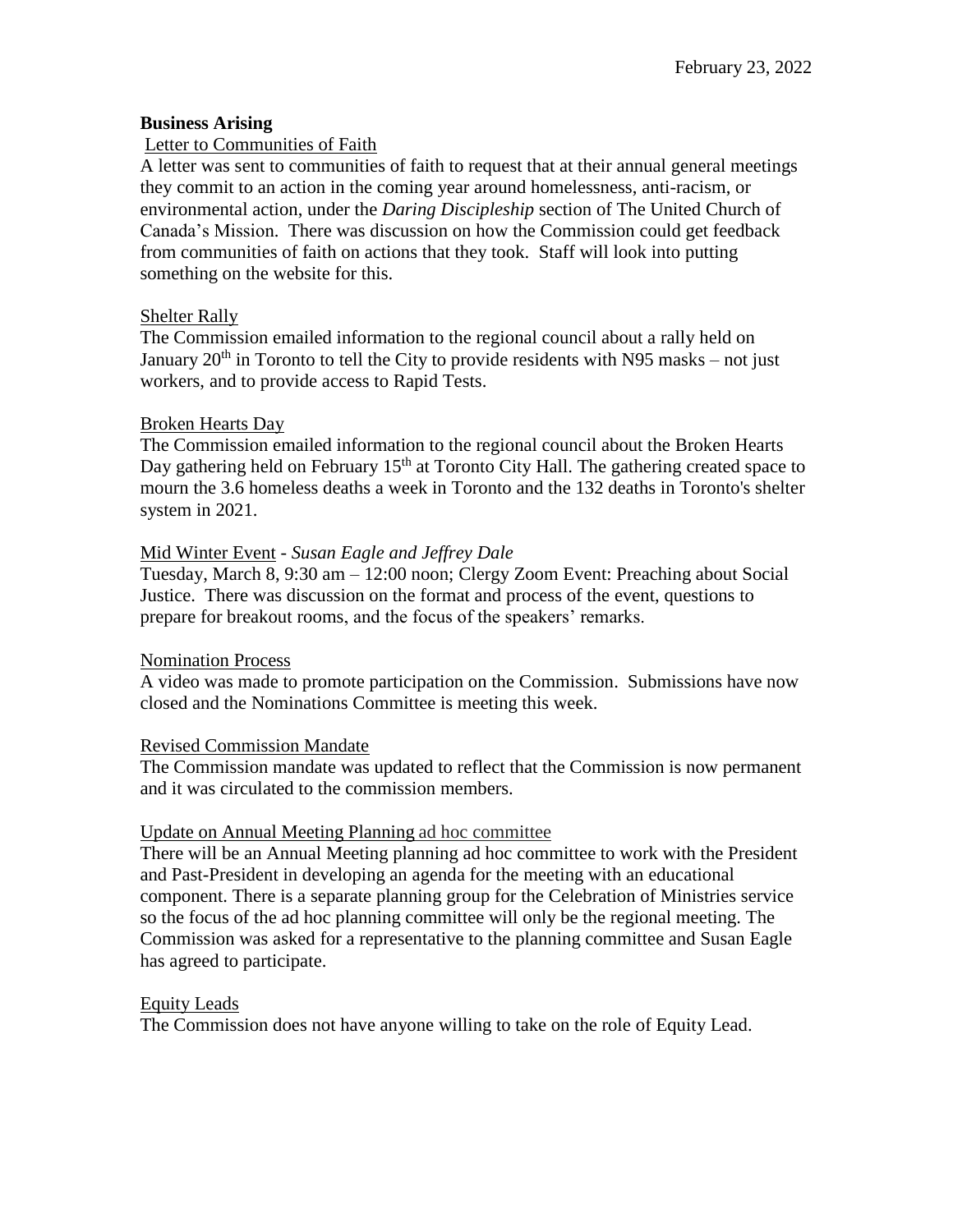February 23, 2022

**Business Arising**

Letter to Communities of Faith

A letter was sent to communities of faith to request that at their annual general meetings they commit to an action in the coming year around homelessness, anti-racism, or environmental action, under the *Daring Discipleship* section of The United Church of Canada's Mission. There was discussion on how the Commission could get feedback from communities of faith on actions that they took. Staff will look into putting something on the website for this.

Shelter Rally

The Commission emailed information to the regional council about a rally held on January 20th in Toronto to tell the City to provide residents with N95 masks – not just workers, and to provide access to Rapid Tests.

Broken Hearts Day

The Commission emailed information to the regional council about the Broken Hearts Day gathering held on February 15th at Toronto City Hall. The gathering created space to mourn the 3.6 homeless deaths a week in Toronto and the 132 deaths in Toronto's shelter system in 2021.

Mid Winter Event - *Susan Eagle and Jeffrey Dale*

Tuesday, March 8, 9:30 am – 12:00 noon; Clergy Zoom Event: Preaching about Social Justice. There was discussion on the format and process of the event, questions to prepare for breakout rooms, and the focus of the speakers' remarks.

Nomination Process

A video was made to promote participation on the Commission. Submissions have now closed and the Nominations Committee is meeting this week.

Revised Commission Mandate

The Commission mandate was updated to reflect that the Commission is now permanent and it was circulated to the commission members.

Update on Annual Meeting Planning ad hoc committee

There will be an Annual Meeting planning ad hoc committee to work with the President and Past-President in developing an agenda for the meeting with an educational component. There is a separate planning group for the Celebration of Ministries service so the focus of the ad hoc planning committee will only be the regional meeting. The Commission was asked for a representative to the planning committee and Susan Eagle has agreed to participate.

Equity Leads

The Commission does not have anyone willing to take on the role of Equity Lead.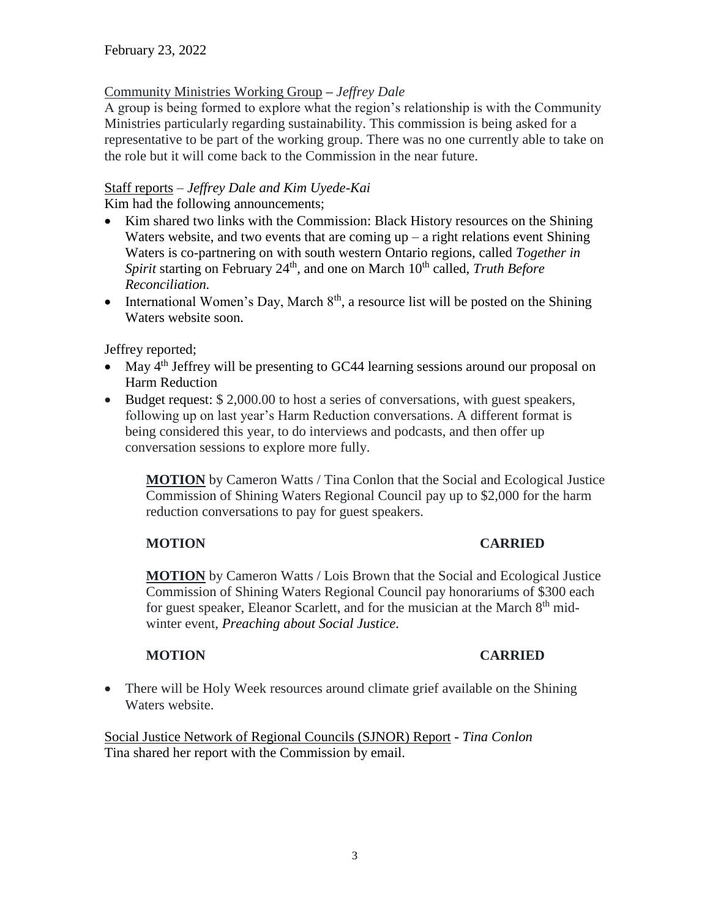February 23, 2022

Community Ministries Working Group – *Jeffrey Dale*

A group is being formed to explore what the region's relationship is with the Community Ministries particularly regarding sustainability. This commission is being asked for a representative to be part of the working group. There was no one currently able to take on the role but it will come back to the Commission in the near future.

Staff reports – *Jeffrey Dale and Kim Uyede-Kai*

Kim had the following announcements;

- Kim shared two links with the Commission: Black History resources on the Shining Waters website, and two events that are coming up – a right relations event Shining Waters is co-partnering on with south western Ontario regions, called *Together in Spirit* starting on February 24th, and one on March 10th called, *Truth Before Reconciliation.*
- International Women's Day, March 8th, a resource list will be posted on the Shining Waters website soon.

Jeffrey reported;

- May 4th Jeffrey will be presenting to GC44 learning sessions around our proposal on Harm Reduction
- Budget request: $ 2,000.00 to host a series of conversations, with guest speakers, following up on last year's Harm Reduction conversations. A different format is being considered this year, to do interviews and podcasts, and then offer up conversation sessions to explore more fully.

  **MOTION** by Cameron Watts / Tina Conlon that the Social and Ecological Justice Commission of Shining Waters Regional Council pay up to $2,000 for the harm reduction conversations to pay for guest speakers.

  **MOTION CARRIED**

  **MOTION** by Cameron Watts / Lois Brown that the Social and Ecological Justice Commission of Shining Waters Regional Council pay honorariums of $300 each for guest speaker, Eleanor Scarlett, and for the musician at the March 8th mid-winter event, *Preaching about Social Justice*.

  **MOTION CARRIED**

- There will be Holy Week resources around climate grief available on the Shining Waters website.

Social Justice Network of Regional Councils (SJNOR) Report - *Tina Conlon*

Tina shared her report with the Commission by email.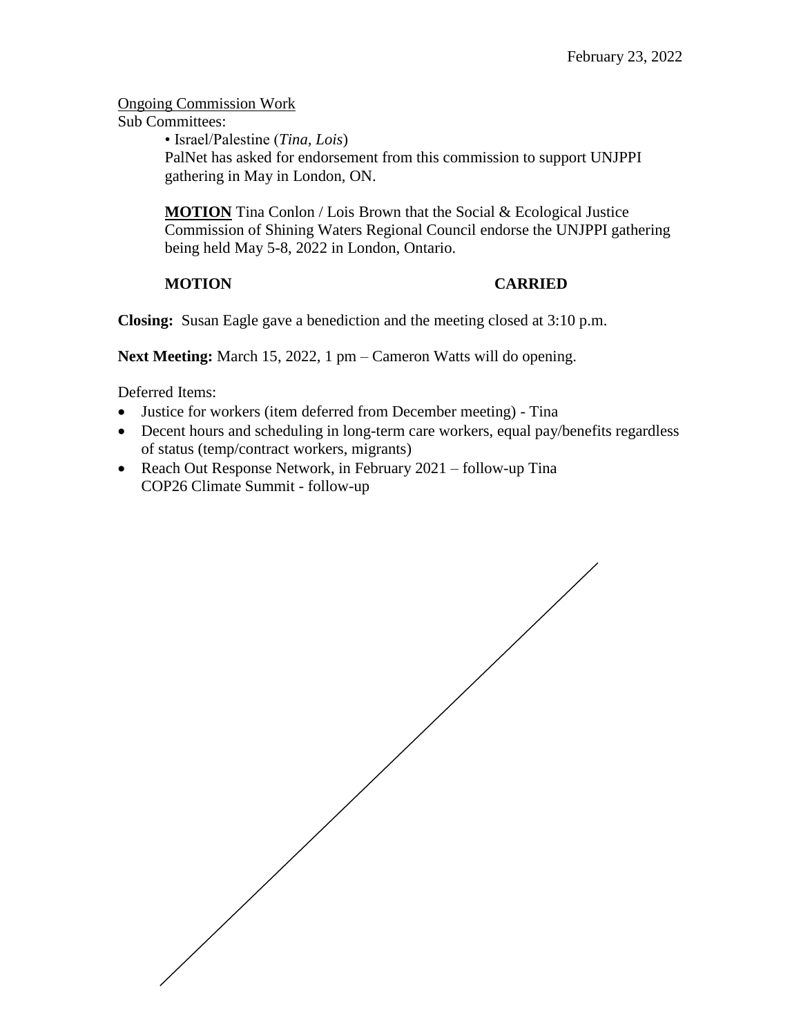February 23, 2022

<u>Ongoing Commission Work</u>

Sub Committees:

• Israel/Palestine (*Tina, Lois*)

PalNet has asked for endorsement from this commission to support UNJPPI gathering in May in London, ON.

**<u>MOTION</u>** Tina Conlon / Lois Brown that the Social & Ecological Justice Commission of Shining Waters Regional Council endorse the UNJPPI gathering being held May 5-8, 2022 in London, Ontario.

**MOTION CARRIED**

**Closing:** Susan Eagle gave a benediction and the meeting closed at 3:10 p.m.

**Next Meeting:** March 15, 2022, 1 pm – Cameron Watts will do opening.

Deferred Items:

- Justice for workers (item deferred from December meeting) - Tina
- Decent hours and scheduling in long-term care workers, equal pay/benefits regardless of status (temp/contract workers, migrants)
- Reach Out Response Network, in February 2021 – follow-up Tina
  COP26 Climate Summit - follow-up